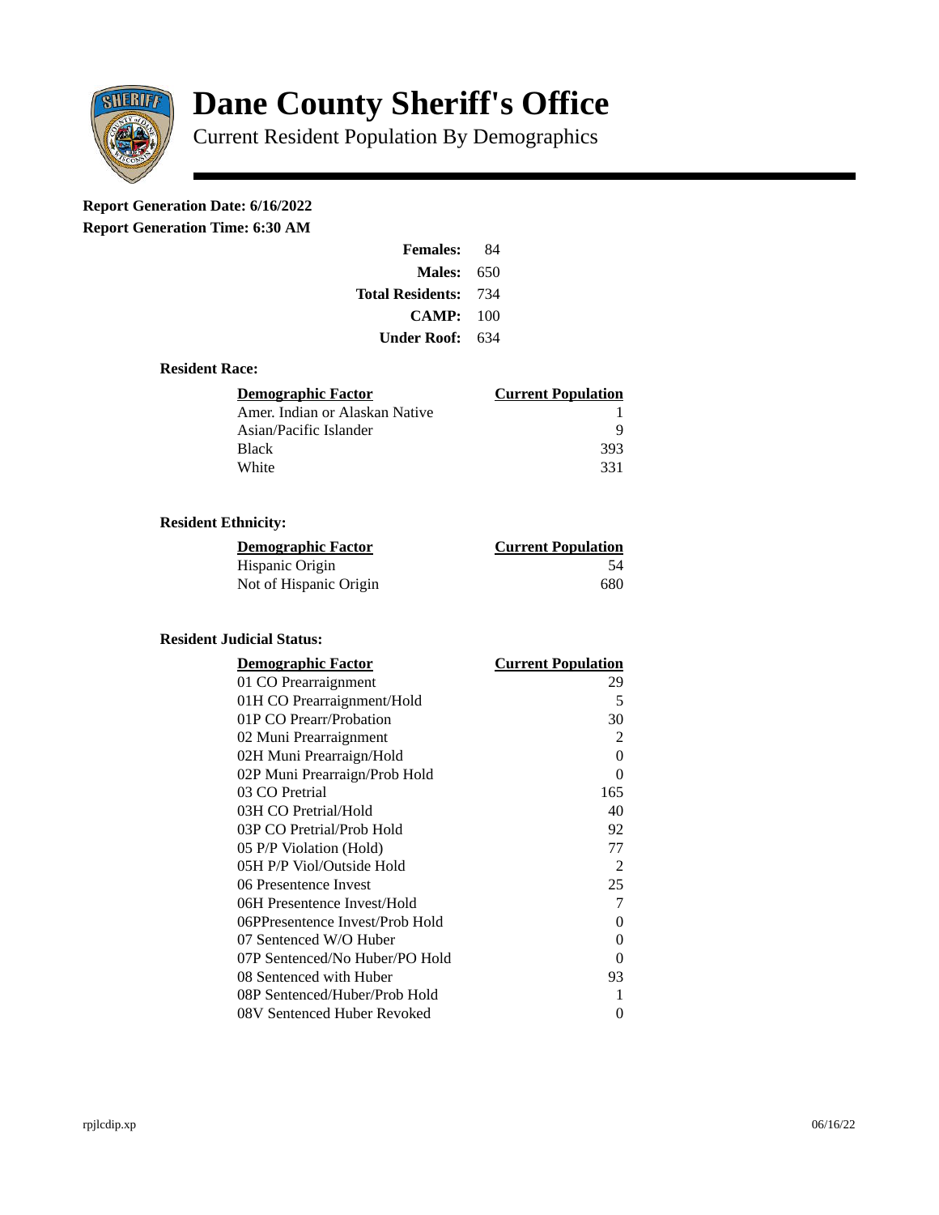# Dane County Sheriff's Office

Current Resident Population By Demographics

**Report Generation Date: 6/16/2022**
**Report Generation Time: 6:30 AM**

| | |
|---|---|
| **Females:** | 84 |
| **Males:** | 650 |
| **Total Residents:** | 734 |
| **CAMP:** | 100 |
| **Under Roof:** | 634 |

### Resident Race:

| Demographic Factor | Current Population |
|---|---|
| Amer. Indian or Alaskan Native | 1 |
| Asian/Pacific Islander | 9 |
| Black | 393 |
| White | 331 |

### Resident Ethnicity:

| Demographic Factor | Current Population |
|---|---|
| Hispanic Origin | 54 |
| Not of Hispanic Origin | 680 |

### Resident Judicial Status:

| Demographic Factor | Current Population |
|---|---|
| 01 CO Prearraignment | 29 |
| 01H CO Prearraignment/Hold | 5 |
| 01P CO Prearr/Probation | 30 |
| 02 Muni Prearraignment | 2 |
| 02H Muni Prearraign/Hold | 0 |
| 02P Muni Prearraign/Prob Hold | 0 |
| 03 CO Pretrial | 165 |
| 03H CO Pretrial/Hold | 40 |
| 03P CO Pretrial/Prob Hold | 92 |
| 05 P/P Violation (Hold) | 77 |
| 05H P/P Viol/Outside Hold | 2 |
| 06 Presentence Invest | 25 |
| 06H Presentence Invest/Hold | 7 |
| 06PPresentence Invest/Prob Hold | 0 |
| 07 Sentenced W/O Huber | 0 |
| 07P Sentenced/No Huber/PO Hold | 0 |
| 08 Sentenced with Huber | 93 |
| 08P Sentenced/Huber/Prob Hold | 1 |
| 08V Sentenced Huber Revoked | 0 |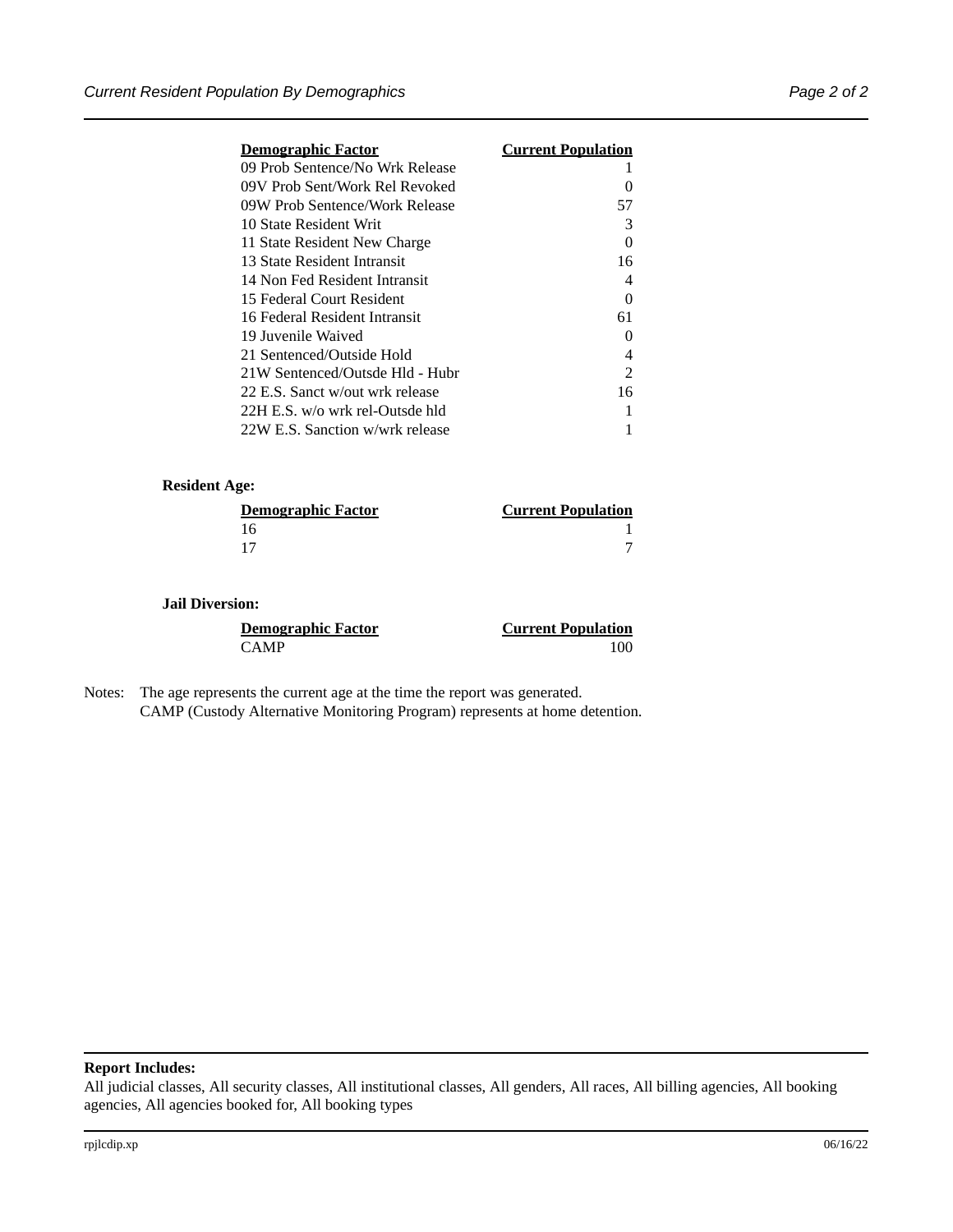| Demographic Factor | Current Population |
| --- | --- |
| 09 Prob Sentence/No Wrk Release | 1 |
| 09V Prob Sent/Work Rel Revoked | 0 |
| 09W Prob Sentence/Work Release | 57 |
| 10 State Resident Writ | 3 |
| 11 State Resident New Charge | 0 |
| 13 State Resident Intransit | 16 |
| 14 Non Fed Resident Intransit | 4 |
| 15 Federal Court Resident | 0 |
| 16 Federal Resident Intransit | 61 |
| 19 Juvenile Waived | 0 |
| 21 Sentenced/Outside Hold | 4 |
| 21W Sentenced/Outsde Hld - Hubr | 2 |
| 22 E.S. Sanct w/out wrk release | 16 |
| 22H E.S. w/o wrk rel-Outsde hld | 1 |
| 22W E.S. Sanction w/wrk release | 1 |

**Resident Age:**

| Demographic Factor | Current Population |
| --- | --- |
| 16 | 1 |
| 17 | 7 |

**Jail Diversion:**

| Demographic Factor | Current Population |
| --- | --- |
| CAMP | 100 |

Notes: The age represents the current age at the time the report was generated.
CAMP (Custody Alternative Monitoring Program) represents at home detention.

**Report Includes:**

All judicial classes, All security classes, All institutional classes, All genders, All races, All billing agencies, All booking agencies, All agencies booked for, All booking types

rpjlcdip.xp 06/16/22